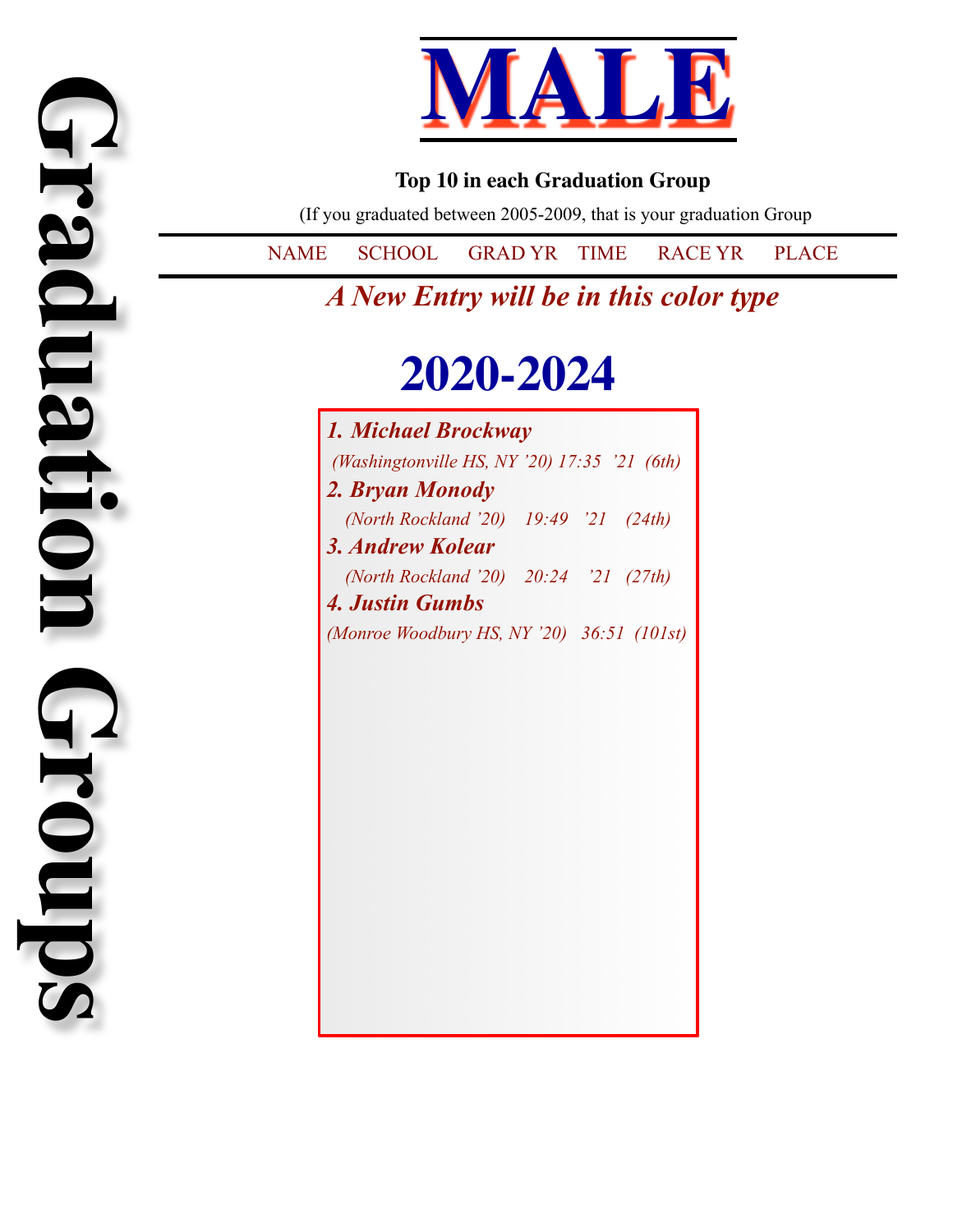# Graduation Groups

# MALE

**Top 10 in each Graduation Group**

(If you graduated between 2005-2009, that is your graduation Group

NAME SCHOOL GRAD YR TIME RACE YR PLACE

***A New Entry will be in this color type***

## 2020-2024

***1. Michael Brockway***

*(Washingtonville HS, NY '20) 17:35 '21 (6th)*

***2. Bryan Monody***

*(North Rockland '20) 19:49 '21 (24th)*

***3. Andrew Kolear***

*(North Rockland '20) 20:24 '21 (27th)*

***4. Justin Gumbs***

*(Monroe Woodbury HS, NY '20) 36:51 (101st)*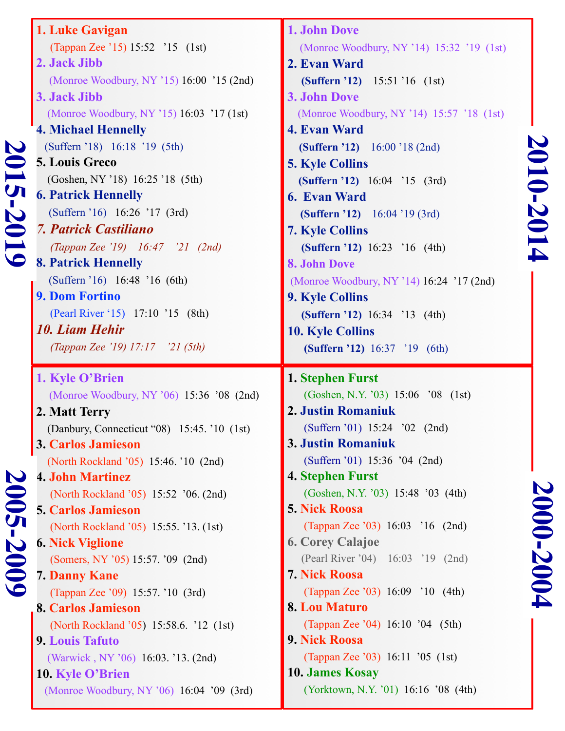## 2015-2019

1. **Luke Gavigan**
   (Tappan Zee '15) 15:52 '15 (1st)
2. **Jack Jibb**
   (Monroe Woodbury, NY '15) 16:00 '15 (2nd)
3. **Jack Jibb**
   (Monroe Woodbury, NY '15) 16:03 '17 (1st)
4. **Michael Hennelly**
   (Suffern '18) 16:18 '19 (5th)
5. **Louis Greco**
   (Goshen, NY '18) 16:25 '18 (5th)
6. **Patrick Hennelly**
   (Suffern '16) 16:26 '17 (3rd)
7. ***Patrick Castiliano***
   *(Tappan Zee '19) 16:47 '21 (2nd)*
8. **Patrick Hennelly**
   (Suffern '16) 16:48 '16 (6th)
9. **Dom Fortino**
   (Pearl River '15) 17:10 '15 (8th)
10. ***Liam Hehir***
    *(Tappan Zee '19) 17:17 '21 (5th)*

## 2010-2014

1. **John Dove**
   (Monroe Woodbury, NY '14) 15:32 '19 (1st)
2. **Evan Ward**
   **(Suffern '12)** 15:51 '16 (1st)
3. **John Dove**
   (Monroe Woodbury, NY '14) 15:57 '18 (1st)
4. **Evan Ward**
   **(Suffern '12)** 16:00 '18 (2nd)
5. **Kyle Collins**
   **(Suffern '12)** 16:04 '15 (3rd)
6. **Evan Ward**
   **(Suffern '12)** 16:04 '19 (3rd)
7. **Kyle Collins**
   **(Suffern '12)** 16:23 '16 (4th)
8. **John Dove**
   (Monroe Woodbury, NY '14) 16:24 '17 (2nd)
9. **Kyle Collins**
   **(Suffern '12)** 16:34 '13 (4th)
10. **Kyle Collins**
    **(Suffern '12)** 16:37 '19 (6th)

## 2005-2009

1. **Kyle O'Brien**
   (Monroe Woodbury, NY '06) 15:36 '08 (2nd)
2. **Matt Terry**
   (Danbury, Connecticut "08) 15:45. '10 (1st)
3. **Carlos Jamieson**
   (North Rockland '05) 15:46. '10 (2nd)
4. **John Martinez**
   (North Rockland '05) 15:52 '06. (2nd)
5. **Carlos Jamieson**
   (North Rockland '05) 15:55. '13. (1st)
6. **Nick Viglione**
   (Somers, NY '05) 15:57. '09 (2nd)
7. **Danny Kane**
   (Tappan Zee '09) 15:57. '10 (3rd)
8. **Carlos Jamieson**
   (North Rockland '05) 15:58.6. '12 (1st)
9. **Louis Tafuto**
   (Warwick , NY '06) 16:03. '13. (2nd)
10. **Kyle O'Brien**
    (Monroe Woodbury, NY '06) 16:04 '09 (3rd)

## 2000-2004

1. **Stephen Furst**
   (Goshen, N.Y. '03) 15:06 '08 (1st)
2. **Justin Romaniuk**
   (Suffern '01) 15:24 '02 (2nd)
3. **Justin Romaniuk**
   (Suffern '01) 15:36 '04 (2nd)
4. **Stephen Furst**
   (Goshen, N.Y. '03) 15:48 '03 (4th)
5. **Nick Roosa**
   (Tappan Zee '03) 16:03 '16 (2nd)
6. **Corey Calajoe**
   (Pearl River '04) 16:03 '19 (2nd)
7. **Nick Roosa**
   (Tappan Zee '03) 16:09 '10 (4th)
8. **Lou Maturo**
   (Tappan Zee '04) 16:10 '04 (5th)
9. **Nick Roosa**
   (Tappan Zee '03) 16:11 '05 (1st)
10. **James Kosay**
    (Yorktown, N.Y. '01) 16:16 '08 (4th)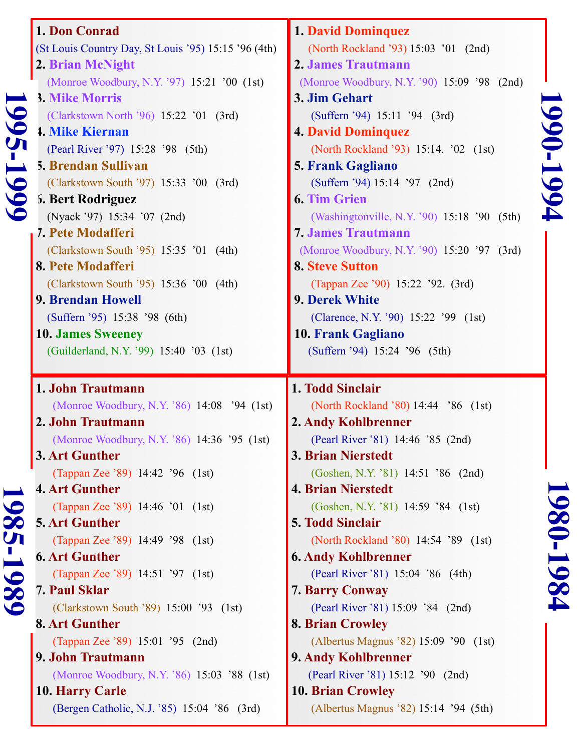## 1995-1999

1. **Don Conrad** (St Louis Country Day, St Louis '95) 15:15 '96 (4th)
2. **Brian McNight** (Monroe Woodbury, N.Y. '97) 15:21 '00 (1st)
3. **Mike Morris** (Clarkstown North '96) 15:22 '01 (3rd)
4. **Mike Kiernan** (Pearl River '97) 15:28 '98 (5th)
5. **Brendan Sullivan** (Clarkstown South '97) 15:33 '00 (3rd)
6. **Bert Rodriguez** (Nyack '97) 15:34 '07 (2nd)
7. **Pete Modafferi** (Clarkstown South '95) 15:35 '01 (4th)
8. **Pete Modafferi** (Clarkstown South '95) 15:36 '00 (4th)
9. **Brendan Howell** (Suffern '95) 15:38 '98 (6th)
10. **James Sweeney** (Guilderland, N.Y. '99) 15:40 '03 (1st)

## 1990-1994

1. **David Dominquez** (North Rockland '93) 15:03 '01 (2nd)
2. **James Trautmann** (Monroe Woodbury, N.Y. '90) 15:09 '98 (2nd)
3. **Jim Gehart** (Suffern '94) 15:11 '94 (3rd)
4. **David Dominquez** (North Rockland '93) 15:14. '02 (1st)
5. **Frank Gagliano** (Suffern '94) 15:14 '97 (2nd)
6. **Tim Grien** (Washingtonville, N.Y. '90) 15:18 '90 (5th)
7. **James Trautmann** (Monroe Woodbury, N.Y. '90) 15:20 '97 (3rd)
8. **Steve Sutton** (Tappan Zee '90) 15:22 '92. (3rd)
9. **Derek White** (Clarence, N.Y. '90) 15:22 '99 (1st)
10. **Frank Gagliano** (Suffern '94) 15:24 '96 (5th)

## 1985-1989

1. **John Trautmann** (Monroe Woodbury, N.Y. '86) 14:08 '94 (1st)
2. **John Trautmann** (Monroe Woodbury, N.Y. '86) 14:36 '95 (1st)
3. **Art Gunther** (Tappan Zee '89) 14:42 '96 (1st)
4. **Art Gunther** (Tappan Zee '89) 14:46 '01 (1st)
5. **Art Gunther** (Tappan Zee '89) 14:49 '98 (1st)
6. **Art Gunther** (Tappan Zee '89) 14:51 '97 (1st)
7. **Paul Sklar** (Clarkstown South '89) 15:00 '93 (1st)
8. **Art Gunther** (Tappan Zee '89) 15:01 '95 (2nd)
9. **John Trautmann** (Monroe Woodbury, N.Y. '86) 15:03 '88 (1st)
10. **Harry Carle** (Bergen Catholic, N.J. '85) 15:04 '86 (3rd)

## 1980-1984

1. **Todd Sinclair** (North Rockland '80) 14:44 '86 (1st)
2. **Andy Kohlbrenner** (Pearl River '81) 14:46 '85 (2nd)
3. **Brian Nierstedt** (Goshen, N.Y. '81) 14:51 '86 (2nd)
4. **Brian Nierstedt** (Goshen, N.Y. '81) 14:59 '84 (1st)
5. **Todd Sinclair** (North Rockland '80) 14:54 '89 (1st)
6. **Andy Kohlbrenner** (Pearl River '81) 15:04 '86 (4th)
7. **Barry Conway** (Pearl River '81) 15:09 '84 (2nd)
8. **Brian Crowley** (Albertus Magnus '82) 15:09 '90 (1st)
9. **Andy Kohlbrenner** (Pearl River '81) 15:12 '90 (2nd)
10. **Brian Crowley** (Albertus Magnus '82) 15:14 '94 (5th)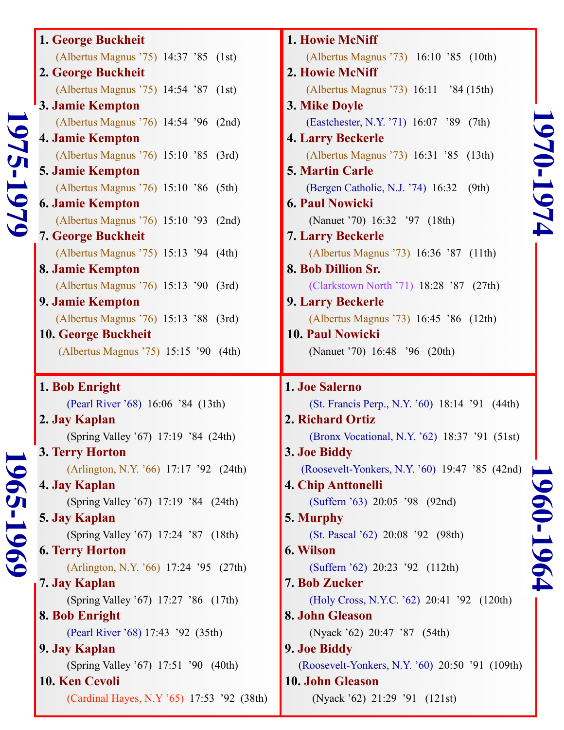## 1975-1979

1. **George Buckheit**
   (Albertus Magnus '75) 14:37 '85 (1st)
2. **George Buckheit**
   (Albertus Magnus '75) 14:54 '87 (1st)
3. **Jamie Kempton**
   (Albertus Magnus '76) 14:54 '96 (2nd)
4. **Jamie Kempton**
   (Albertus Magnus '76) 15:10 '85 (3rd)
5. **Jamie Kempton**
   (Albertus Magnus '76) 15:10 '86 (5th)
6. **Jamie Kempton**
   (Albertus Magnus '76) 15:10 '93 (2nd)
7. **George Buckheit**
   (Albertus Magnus '75) 15:13 '94 (4th)
8. **Jamie Kempton**
   (Albertus Magnus '76) 15:13 '90 (3rd)
9. **Jamie Kempton**
   (Albertus Magnus '76) 15:13 '88 (3rd)
10. **George Buckheit**
    (Albertus Magnus '75) 15:15 '90 (4th)

## 1970-1974

1. **Howie McNiff**
   (Albertus Magnus '73) 16:10 '85 (10th)
2. **Howie McNiff**
   (Albertus Magnus '73) 16:11 '84 (15th)
3. **Mike Doyle**
   (Eastchester, N.Y. '71) 16:07 '89 (7th)
4. **Larry Beckerle**
   (Albertus Magnus '73) 16:31 '85 (13th)
5. **Martin Carle**
   (Bergen Catholic, N.J. '74) 16:32 (9th)
6. **Paul Nowicki**
   (Nanuet '70) 16:32 '97 (18th)
7. **Larry Beckerle**
   (Albertus Magnus '73) 16:36 '87 (11th)
8. **Bob Dillion Sr.**
   (Clarkstown North '71) 18:28 '87 (27th)
9. **Larry Beckerle**
   (Albertus Magnus '73) 16:45 '86 (12th)
10. **Paul Nowicki**
    (Nanuet '70) 16:48 '96 (20th)

## 1965-1969

1. **Bob Enright**
   (Pearl River '68) 16:06 '84 (13th)
2. **Jay Kaplan**
   (Spring Valley '67) 17:19 '84 (24th)
3. **Terry Horton**
   (Arlington, N.Y. '66) 17:17 '92 (24th)
4. **Jay Kaplan**
   (Spring Valley '67) 17:19 '84 (24th)
5. **Jay Kaplan**
   (Spring Valley '67) 17:24 '87 (18th)
6. **Terry Horton**
   (Arlington, N.Y. '66) 17:24 '95 (27th)
7. **Jay Kaplan**
   (Spring Valley '67) 17:27 '86 (17th)
8. **Bob Enright**
   (Pearl River '68) 17:43 '92 (35th)
9. **Jay Kaplan**
   (Spring Valley '67) 17:51 '90 (40th)
10. **Ken Cevoli**
    (Cardinal Hayes, N.Y '65) 17:53 '92 (38th)

## 1960-1964

1. **Joe Salerno**
   (St. Francis Perp., N.Y. '60) 18:14 '91 (44th)
2. **Richard Ortiz**
   (Bronx Vocational, N.Y. '62) 18:37 '91 (51st)
3. **Joe Biddy**
   (Roosevelt-Yonkers, N.Y. '60) 19:47 '85 (42nd)
4. **Chip Anttonelli**
   (Suffern '63) 20:05 '98 (92nd)
5. **Murphy**
   (St. Pascal '62) 20:08 '92 (98th)
6. **Wilson**
   (Suffern '62) 20:23 '92 (112th)
7. **Bob Zucker**
   (Holy Cross, N.Y.C. '62) 20:41 '92 (120th)
8. **John Gleason**
   (Nyack '62) 20:47 '87 (54th)
9. **Joe Biddy**
   (Roosevelt-Yonkers, N.Y. '60) 20:50 '91 (109th)
10. **John Gleason**
    (Nyack '62) 21:29 '91 (121st)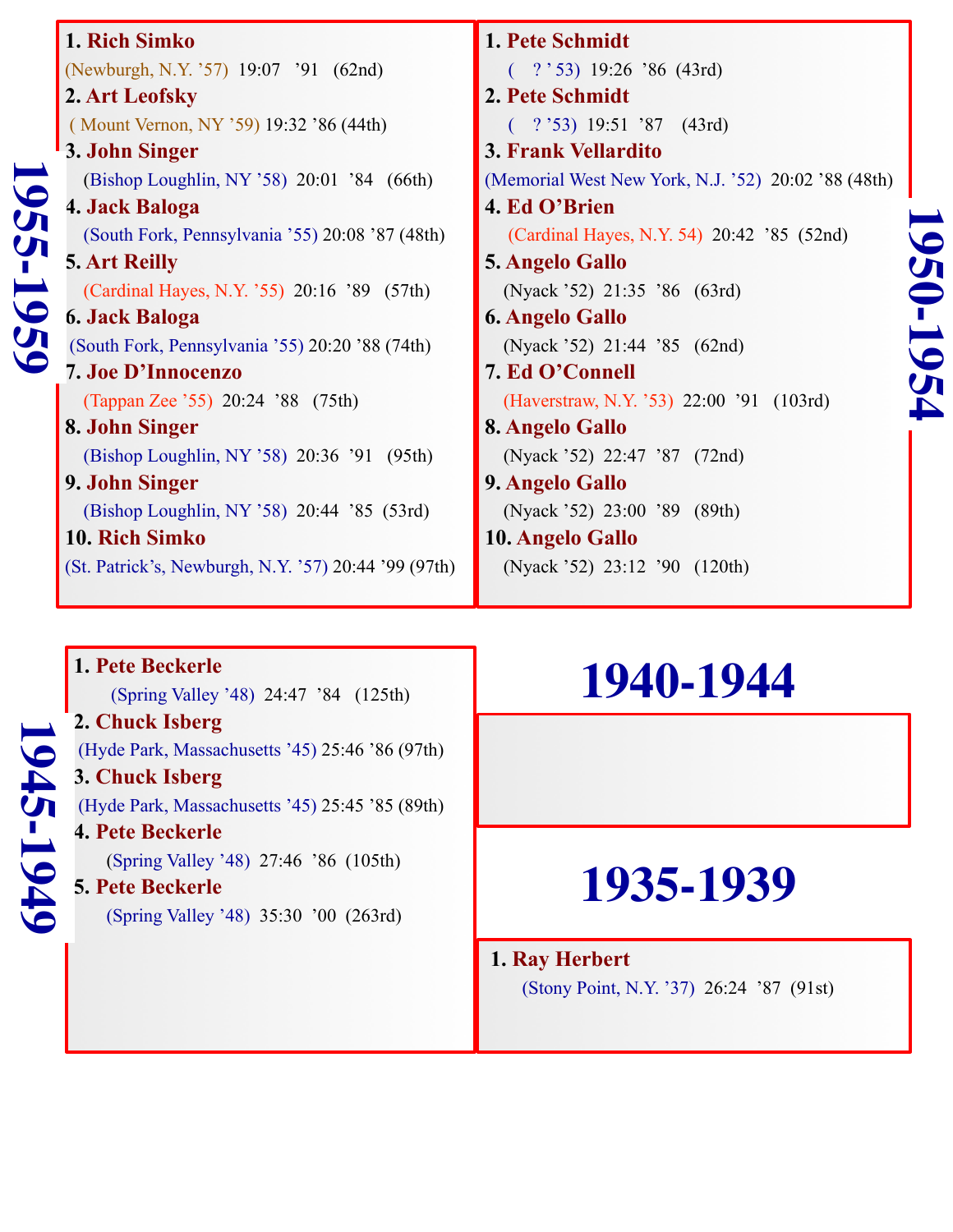## 1955-1959

1. **Rich Simko**
   (Newburgh, N.Y. '57) 19:07 '91 (62nd)
2. **Art Leofsky**
   ( Mount Vernon, NY '59) 19:32 '86 (44th)
3. **John Singer**
   (Bishop Loughlin, NY '58) 20:01 '84 (66th)
4. **Jack Baloga**
   (South Fork, Pennsylvania '55) 20:08 '87 (48th)
5. **Art Reilly**
   (Cardinal Hayes, N.Y. '55) 20:16 '89 (57th)
6. **Jack Baloga**
   (South Fork, Pennsylvania '55) 20:20 '88 (74th)
7. **Joe D'Innocenzo**
   (Tappan Zee '55) 20:24 '88 (75th)
8. **John Singer**
   (Bishop Loughlin, NY '58) 20:36 '91 (95th)
9. **John Singer**
   (Bishop Loughlin, NY '58) 20:44 '85 (53rd)
10. **Rich Simko**
   (St. Patrick's, Newburgh, N.Y. '57) 20:44 '99 (97th)

## 1950-1954

1. **Pete Schmidt**
   ( ? ' 53) 19:26 '86 (43rd)
2. **Pete Schmidt**
   ( ? '53) 19:51 '87 (43rd)
3. **Frank Vellardito**
   (Memorial West New York, N.J. '52) 20:02 '88 (48th)
4. **Ed O'Brien**
   (Cardinal Hayes, N.Y. 54) 20:42 '85 (52nd)
5. **Angelo Gallo**
   (Nyack '52) 21:35 '86 (63rd)
6. **Angelo Gallo**
   (Nyack '52) 21:44 '85 (62nd)
7. **Ed O'Connell**
   (Haverstraw, N.Y. '53) 22:00 '91 (103rd)
8. **Angelo Gallo**
   (Nyack '52) 22:47 '87 (72nd)
9. **Angelo Gallo**
   (Nyack '52) 23:00 '89 (89th)
10. **Angelo Gallo**
   (Nyack '52) 23:12 '90 (120th)

## 1945-1949

1. **Pete Beckerle**
   (Spring Valley '48) 24:47 '84 (125th)
2. **Chuck Isberg**
   (Hyde Park, Massachusetts '45) 25:46 '86 (97th)
3. **Chuck Isberg**
   (Hyde Park, Massachusetts '45) 25:45 '85 (89th)
4. **Pete Beckerle**
   (Spring Valley '48) 27:46 '86 (105th)
5. **Pete Beckerle**
   (Spring Valley '48) 35:30 '00 (263rd)

## 1940-1944

## 1935-1939

1. **Ray Herbert**
   (Stony Point, N.Y. '37) 26:24 '87 (91st)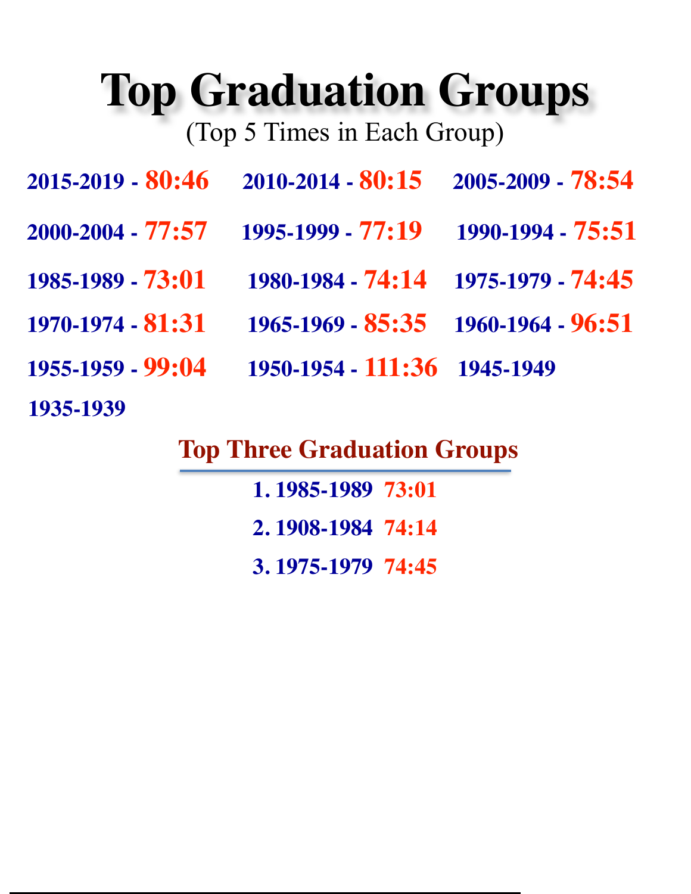# Top Graduation Groups

(Top 5 Times in Each Group)

2015-2019 - 80:46

2010-2014 - 80:15

2005-2009 - 78:54

2000-2004 - 77:57

1995-1999 - 77:19

1990-1994 - 75:51

1985-1989 - 73:01

1980-1984 - 74:14

1975-1979 - 74:45

1970-1974 - 81:31

1965-1969 - 85:35

1960-1964 - 96:51

1955-1959 - 99:04

1950-1954 - 111:36

1945-1949

1935-1939

## Top Three Graduation Groups

1. 1985-1989 73:01
2. 1908-1984 74:14
3. 1975-1979 74:45